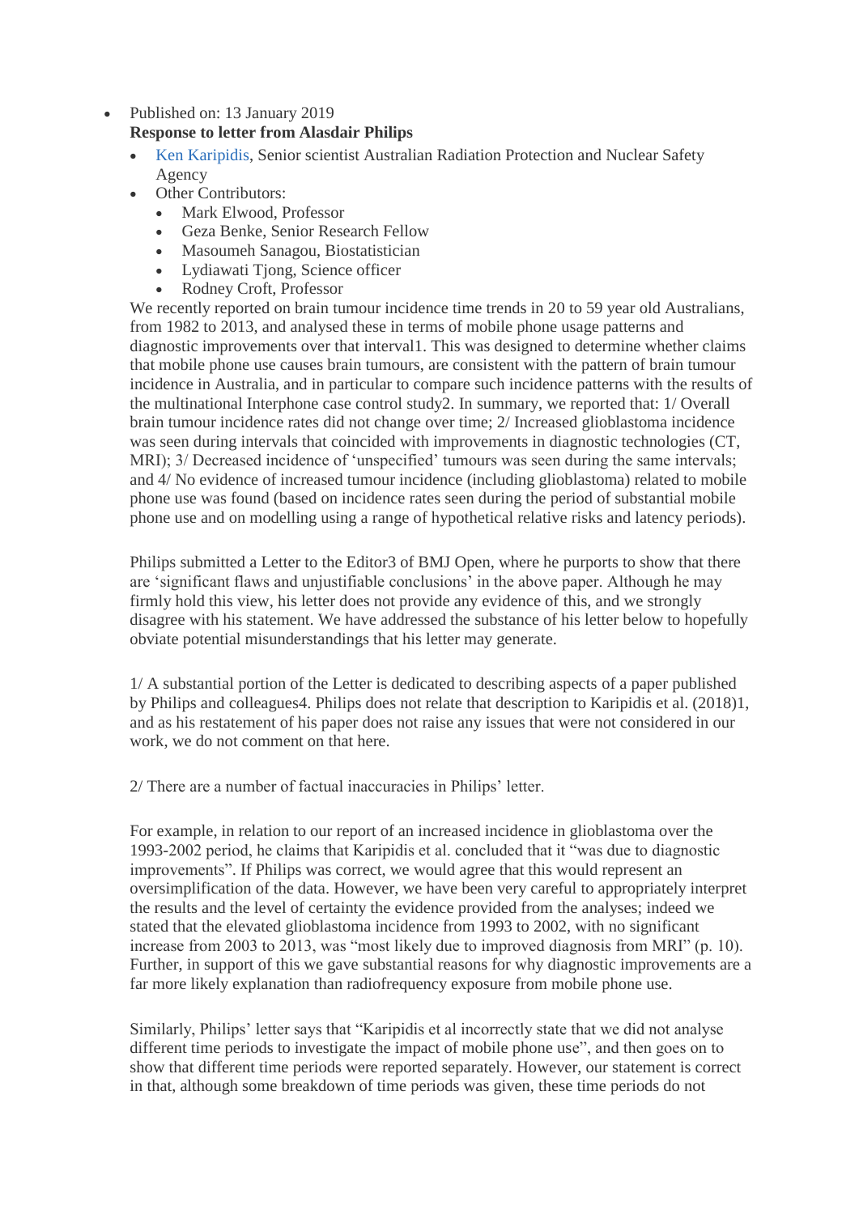- Published on: 13 January 2019

  **Response to letter from Alasdair Philips**

  - Ken Karipidis, Senior scientist Australian Radiation Protection and Nuclear Safety Agency
  - Other Contributors:
    - Mark Elwood, Professor
    - Geza Benke, Senior Research Fellow
    - Masoumeh Sanagou, Biostatistician
    - Lydiawati Tjong, Science officer
    - Rodney Croft, Professor

We recently reported on brain tumour incidence time trends in 20 to 59 year old Australians, from 1982 to 2013, and analysed these in terms of mobile phone usage patterns and diagnostic improvements over that interval[1]. This was designed to determine whether claims that mobile phone use causes brain tumours, are consistent with the pattern of brain tumour incidence in Australia, and in particular to compare such incidence patterns with the results of the multinational Interphone case control study[2]. In summary, we reported that: 1/ Overall brain tumour incidence rates did not change over time; 2/ Increased glioblastoma incidence was seen during intervals that coincided with improvements in diagnostic technologies (CT, MRI); 3/ Decreased incidence of 'unspecified' tumours was seen during the same intervals; and 4/ No evidence of increased tumour incidence (including glioblastoma) related to mobile phone use was found (based on incidence rates seen during the period of substantial mobile phone use and on modelling using a range of hypothetical relative risks and latency periods).

Philips submitted a Letter to the Editor[3] of BMJ Open, where he purports to show that there are 'significant flaws and unjustifiable conclusions' in the above paper. Although he may firmly hold this view, his letter does not provide any evidence of this, and we strongly disagree with his statement. We have addressed the substance of his letter below to hopefully obviate potential misunderstandings that his letter may generate.

1/ A substantial portion of the Letter is dedicated to describing aspects of a paper published by Philips and colleagues[4]. Philips does not relate that description to Karipidis et al. (2018)[1], and as his restatement of his paper does not raise any issues that were not considered in our work, we do not comment on that here.

2/ There are a number of factual inaccuracies in Philips' letter.

For example, in relation to our report of an increased incidence in glioblastoma over the 1993-2002 period, he claims that Karipidis et al. concluded that it "was due to diagnostic improvements". If Philips was correct, we would agree that this would represent an oversimplification of the data. However, we have been very careful to appropriately interpret the results and the level of certainty the evidence provided from the analyses; indeed we stated that the elevated glioblastoma incidence from 1993 to 2002, with no significant increase from 2003 to 2013, was "most likely due to improved diagnosis from MRI" (p. 10). Further, in support of this we gave substantial reasons for why diagnostic improvements are a far more likely explanation than radiofrequency exposure from mobile phone use.

Similarly, Philips' letter says that "Karipidis et al incorrectly state that we did not analyse different time periods to investigate the impact of mobile phone use", and then goes on to show that different time periods were reported separately. However, our statement is correct in that, although some breakdown of time periods was given, these time periods do not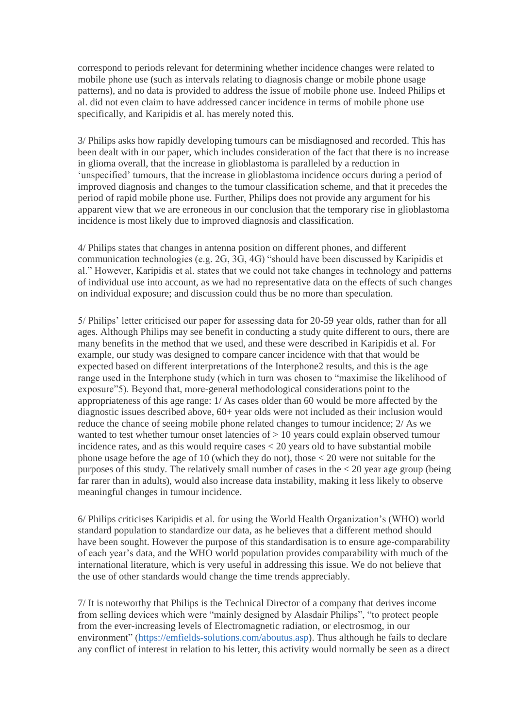correspond to periods relevant for determining whether incidence changes were related to mobile phone use (such as intervals relating to diagnosis change or mobile phone usage patterns), and no data is provided to address the issue of mobile phone use. Indeed Philips et al. did not even claim to have addressed cancer incidence in terms of mobile phone use specifically, and Karipidis et al. has merely noted this.

3/ Philips asks how rapidly developing tumours can be misdiagnosed and recorded. This has been dealt with in our paper, which includes consideration of the fact that there is no increase in glioma overall, that the increase in glioblastoma is paralleled by a reduction in 'unspecified' tumours, that the increase in glioblastoma incidence occurs during a period of improved diagnosis and changes to the tumour classification scheme, and that it precedes the period of rapid mobile phone use. Further, Philips does not provide any argument for his apparent view that we are erroneous in our conclusion that the temporary rise in glioblastoma incidence is most likely due to improved diagnosis and classification.

4/ Philips states that changes in antenna position on different phones, and different communication technologies (e.g. 2G, 3G, 4G) "should have been discussed by Karipidis et al." However, Karipidis et al. states that we could not take changes in technology and patterns of individual use into account, as we had no representative data on the effects of such changes on individual exposure; and discussion could thus be no more than speculation.

5/ Philips' letter criticised our paper for assessing data for 20-59 year olds, rather than for all ages. Although Philips may see benefit in conducting a study quite different to ours, there are many benefits in the method that we used, and these were described in Karipidis et al. For example, our study was designed to compare cancer incidence with that that would be expected based on different interpretations of the Interphone2 results, and this is the age range used in the Interphone study (which in turn was chosen to "maximise the likelihood of exposure"5). Beyond that, more-general methodological considerations point to the appropriateness of this age range: 1/ As cases older than 60 would be more affected by the diagnostic issues described above, 60+ year olds were not included as their inclusion would reduce the chance of seeing mobile phone related changes to tumour incidence; 2/ As we wanted to test whether tumour onset latencies of > 10 years could explain observed tumour incidence rates, and as this would require cases < 20 years old to have substantial mobile phone usage before the age of 10 (which they do not), those < 20 were not suitable for the purposes of this study. The relatively small number of cases in the < 20 year age group (being far rarer than in adults), would also increase data instability, making it less likely to observe meaningful changes in tumour incidence.

6/ Philips criticises Karipidis et al. for using the World Health Organization's (WHO) world standard population to standardize our data, as he believes that a different method should have been sought. However the purpose of this standardisation is to ensure age-comparability of each year's data, and the WHO world population provides comparability with much of the international literature, which is very useful in addressing this issue. We do not believe that the use of other standards would change the time trends appreciably.

7/ It is noteworthy that Philips is the Technical Director of a company that derives income from selling devices which were "mainly designed by Alasdair Philips", "to protect people from the ever-increasing levels of Electromagnetic radiation, or electrosmog, in our environment" (https://emfields-solutions.com/aboutus.asp). Thus although he fails to declare any conflict of interest in relation to his letter, this activity would normally be seen as a direct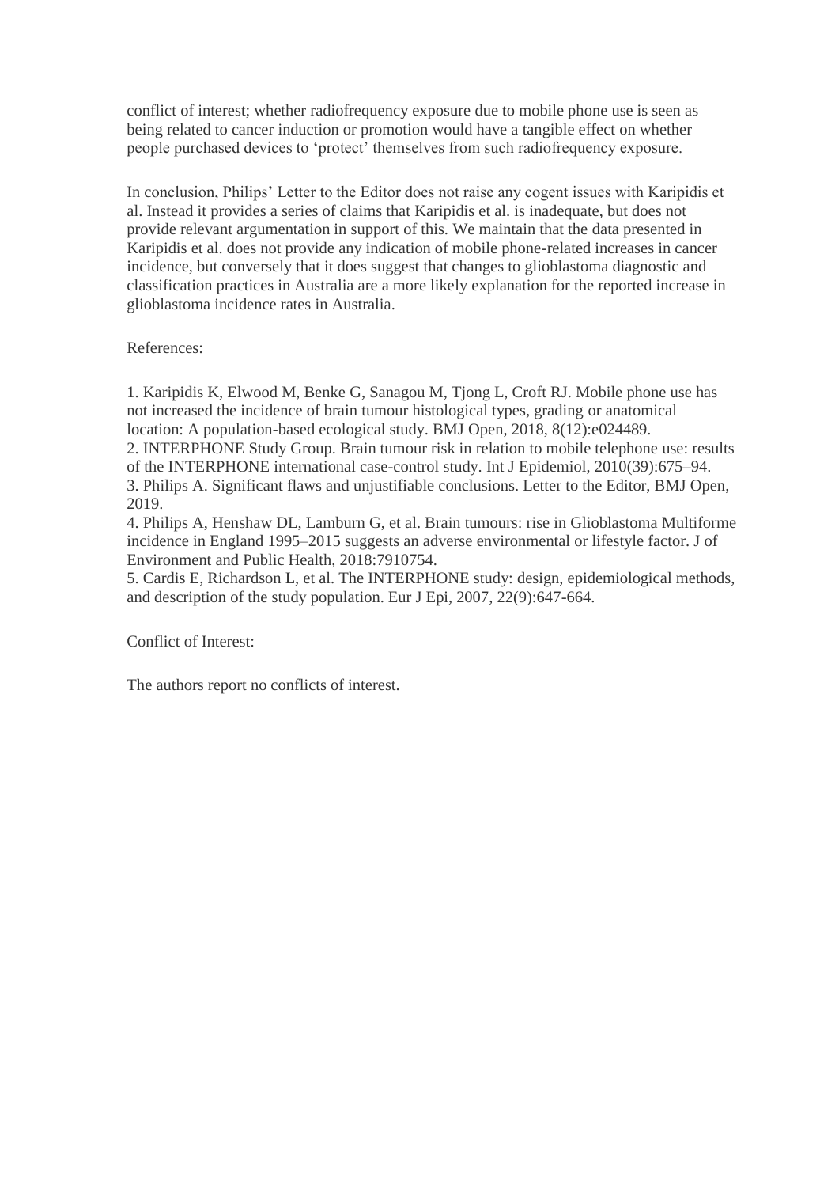conflict of interest; whether radiofrequency exposure due to mobile phone use is seen as being related to cancer induction or promotion would have a tangible effect on whether people purchased devices to 'protect' themselves from such radiofrequency exposure.

In conclusion, Philips' Letter to the Editor does not raise any cogent issues with Karipidis et al. Instead it provides a series of claims that Karipidis et al. is inadequate, but does not provide relevant argumentation in support of this. We maintain that the data presented in Karipidis et al. does not provide any indication of mobile phone-related increases in cancer incidence, but conversely that it does suggest that changes to glioblastoma diagnostic and classification practices in Australia are a more likely explanation for the reported increase in glioblastoma incidence rates in Australia.

References:

1. Karipidis K, Elwood M, Benke G, Sanagou M, Tjong L, Croft RJ. Mobile phone use has not increased the incidence of brain tumour histological types, grading or anatomical location: A population-based ecological study. BMJ Open, 2018, 8(12):e024489.
2. INTERPHONE Study Group. Brain tumour risk in relation to mobile telephone use: results of the INTERPHONE international case-control study. Int J Epidemiol, 2010(39):675–94.
3. Philips A. Significant flaws and unjustifiable conclusions. Letter to the Editor, BMJ Open, 2019.
4. Philips A, Henshaw DL, Lamburn G, et al. Brain tumours: rise in Glioblastoma Multiforme incidence in England 1995–2015 suggests an adverse environmental or lifestyle factor. J of Environment and Public Health, 2018:7910754.
5. Cardis E, Richardson L, et al. The INTERPHONE study: design, epidemiological methods, and description of the study population. Eur J Epi, 2007, 22(9):647-664.

Conflict of Interest:

The authors report no conflicts of interest.